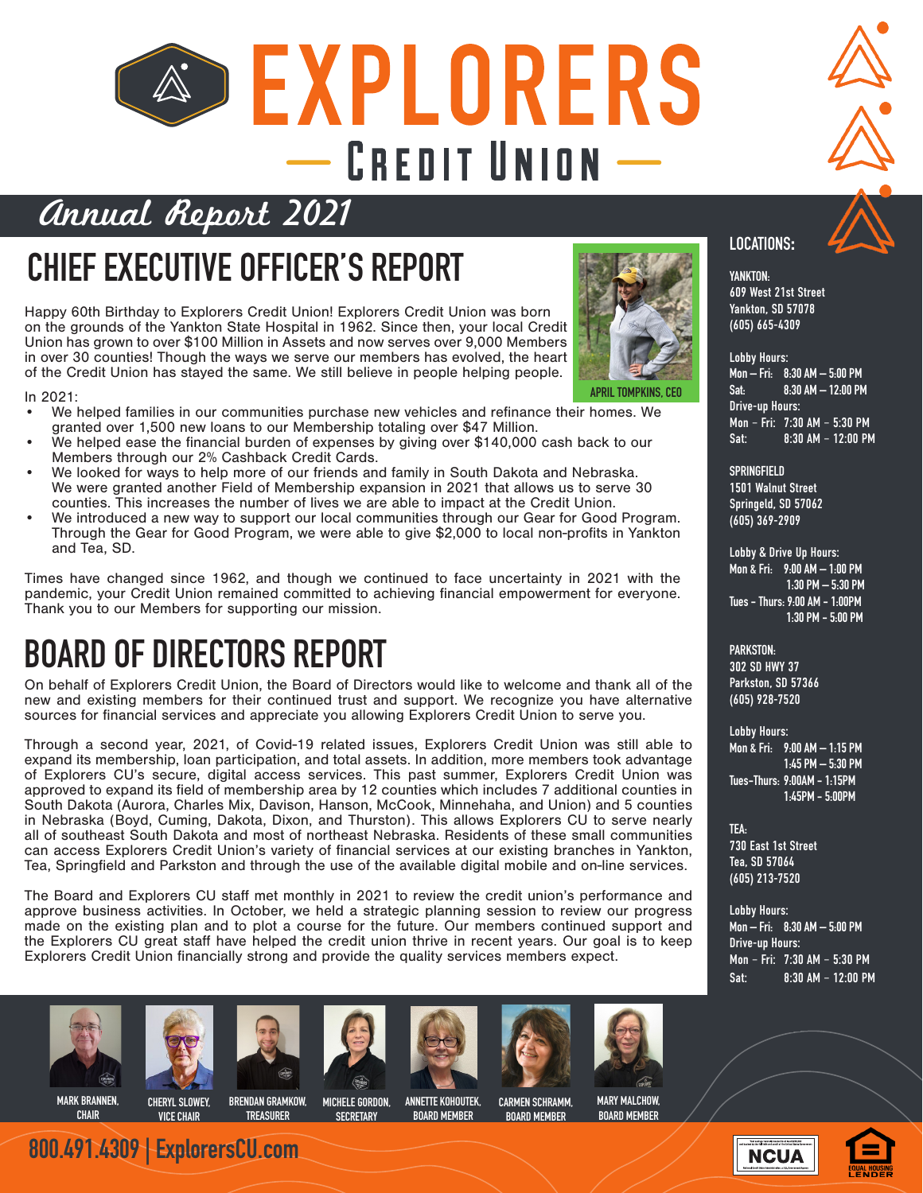# EXPLORERS

## — CREDIT UNION —

## Annual Report 2021

# CHIEF EXECUTIVE OFFICER'S REPORT

Happy 60th Birthday to Explorers Credit Union! Explorers Credit Union was born on the grounds of the Yankton State Hospital in 1962. Since then, your local Credit Union has grown to over $100 Million in Assets and now serves over 9,000 Members in over 30 counties! Though the ways we serve our members has evolved, the heart of the Credit Union has stayed the same. We still believe in people helping people.

APRIL TOMPKINS, CEO

In 2021:

- We helped families in our communities purchase new vehicles and refinance their homes. We granted over 1,500 new loans to our Membership totaling over $47 Million.
- We helped ease the financial burden of expenses by giving over $140,000 cash back to our Members through our 2% Cashback Credit Cards.
- We looked for ways to help more of our friends and family in South Dakota and Nebraska. We were granted another Field of Membership expansion in 2021 that allows us to serve 30 counties. This increases the number of lives we are able to impact at the Credit Union.
- We introduced a new way to support our local communities through our Gear for Good Program. Through the Gear for Good Program, we were able to give $2,000 to local non-profits in Yankton and Tea, SD.

Times have changed since 1962, and though we continued to face uncertainty in 2021 with the pandemic, your Credit Union remained committed to achieving financial empowerment for everyone. Thank you to our Members for supporting our mission.

# BOARD OF DIRECTORS REPORT

On behalf of Explorers Credit Union, the Board of Directors would like to welcome and thank all of the new and existing members for their continued trust and support. We recognize you have alternative sources for financial services and appreciate you allowing Explorers Credit Union to serve you.

Through a second year, 2021, of Covid-19 related issues, Explorers Credit Union was still able to expand its membership, loan participation, and total assets. In addition, more members took advantage of Explorers CU's secure, digital access services. This past summer, Explorers Credit Union was approved to expand its field of membership area by 12 counties which includes 7 additional counties in South Dakota (Aurora, Charles Mix, Davison, Hanson, McCook, Minnehaha, and Union) and 5 counties in Nebraska (Boyd, Cuming, Dakota, Dixon, and Thurston). This allows Explorers CU to serve nearly all of southeast South Dakota and most of northeast Nebraska. Residents of these small communities can access Explorers Credit Union's variety of financial services at our existing branches in Yankton, Tea, Springfield and Parkston and through the use of the available digital mobile and on-line services.

The Board and Explorers CU staff met monthly in 2021 to review the credit union's performance and approve business activities. In October, we held a strategic planning session to review our progress made on the existing plan and to plot a course for the future. Our members continued support and the Explorers CU great staff have helped the credit union thrive in recent years. Our goal is to keep Explorers Credit Union financially strong and provide the quality services members expect.

MARK BRANNEN, CHAIR | CHERYL SLOWEY, VICE CHAIR | BRENDAN GRAMKOW, TREASURER | MICHELE GORDON, SECRETARY | ANNETTE KOHOUTEK, BOARD MEMBER | CARMEN SCHRAMM, BOARD MEMBER | MARY MALCHOW, BOARD MEMBER

## LOCATIONS:

**YANKTON:**
609 West 21st Street
Yankton, SD 57078
(605) 665-4309

Lobby Hours:
Mon – Fri: 8:30 AM – 5:00 PM
Sat: 8:30 AM – 12:00 PM
Drive-up Hours:
Mon - Fri: 7:30 AM - 5:30 PM
Sat: 8:30 AM - 12:00 PM

**SPRINGFIELD**
1501 Walnut Street
Springeld, SD 57062
(605) 369-2909

Lobby & Drive Up Hours:
Mon & Fri: 9:00 AM – 1:00 PM
1:30 PM – 5:30 PM
Tues - Thurs: 9:00 AM - 1:00PM
1:30 PM - 5:00 PM

**PARKSTON:**
302 SD HWY 37
Parkston, SD 57366
(605) 928-7520

Lobby Hours:
Mon & Fri: 9:00 AM – 1:15 PM
1:45 PM – 5:30 PM
Tues-Thurs: 9:00AM - 1:15PM
1:45PM - 5:00PM

**TEA:**
730 East 1st Street
Tea, SD 57064
(605) 213-7520

Lobby Hours:
Mon – Fri: 8:30 AM – 5:00 PM
Drive-up Hours:
Mon - Fri: 7:30 AM - 5:30 PM
Sat: 8:30 AM - 12:00 PM

800.491.4309 | ExplorersCU.com

NCUA | EQUAL HOUSING LENDER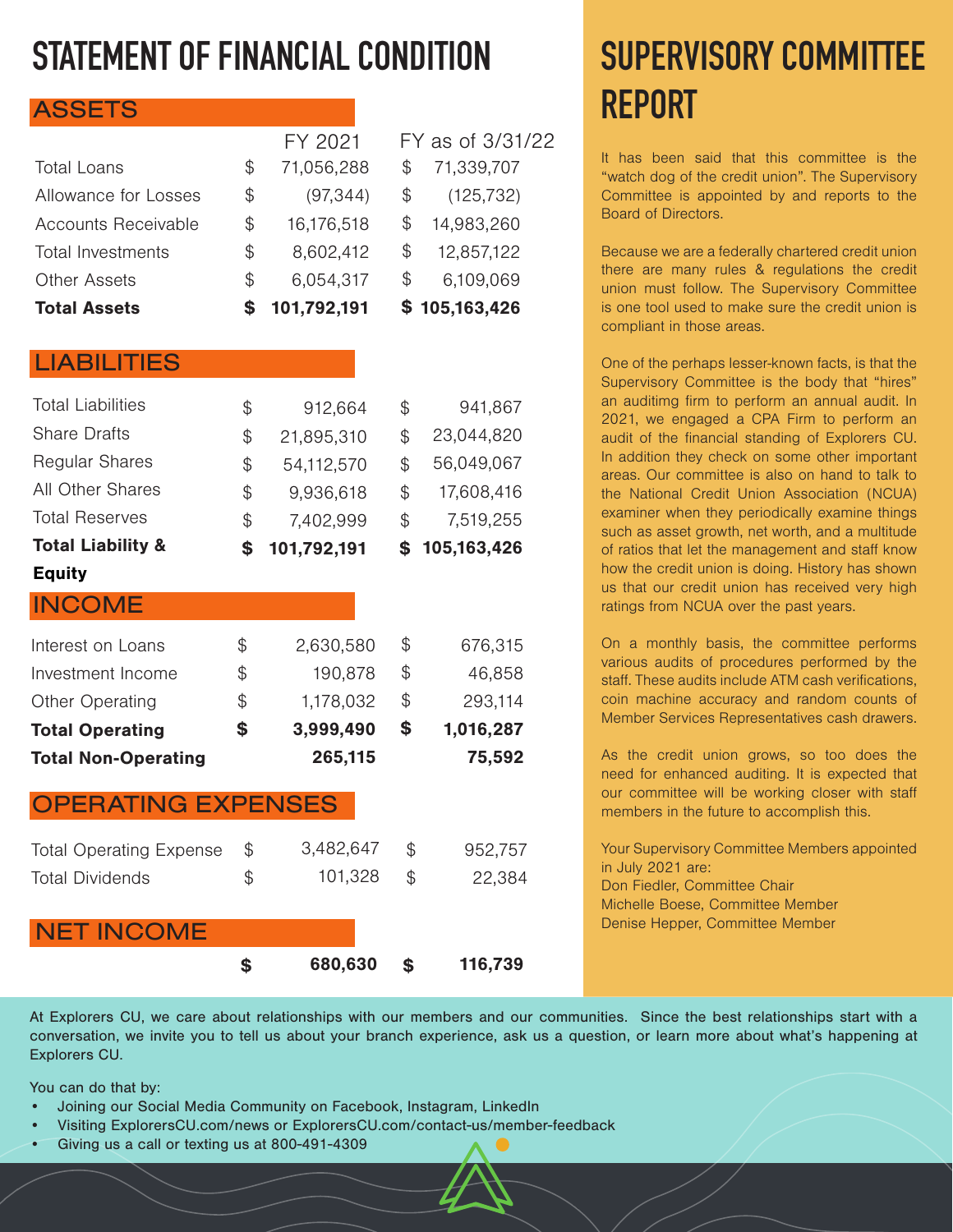# STATEMENT OF FINANCIAL CONDITION

## ASSETS

| | FY 2021 | FY as of 3/31/22 |
|---|---|---|
| Total Loans | $ 71,056,288 | $ 71,339,707 |
| Allowance for Losses | $ (97,344) | $ (125,732) |
| Accounts Receivable | $ 16,176,518 | $ 14,983,260 |
| Total Investments | $ 8,602,412 | $ 12,857,122 |
| Other Assets | $ 6,054,317 | $ 6,109,069 |
| **Total Assets** | **$ 101,792,191** | **$ 105,163,426** |

## LIABILITIES

| | | |
|---|---|---|
| Total Liabilities | $ 912,664 | $ 941,867 |
| Share Drafts | $ 21,895,310 | $ 23,044,820 |
| Regular Shares | $ 54,112,570 | $ 56,049,067 |
| All Other Shares | $ 9,936,618 | $ 17,608,416 |
| Total Reserves | $ 7,402,999 | $ 7,519,255 |
| **Total Liability & Equity** | **$ 101,792,191** | **$ 105,163,426** |

## INCOME

| | | |
|---|---|---|
| Interest on Loans | $ 2,630,580 | $ 676,315 |
| Investment Income | $ 190,878 | $ 46,858 |
| Other Operating | $ 1,178,032 | $ 293,114 |
| **Total Operating** | **$ 3,999,490** | **$ 1,016,287** |
| **Total Non-Operating** | **265,115** | **75,592** |

## OPERATING EXPENSES

| | | |
|---|---|---|
| Total Operating Expense | $ 3,482,647 | $ 952,757 |
| Total Dividends | $ 101,328 | $ 22,384 |

## NET INCOME

| | | |
|---|---|---|
| | **$ 680,630** | **$ 116,739** |

# SUPERVISORY COMMITTEE REPORT

It has been said that this committee is the "watch dog of the credit union". The Supervisory Committee is appointed by and reports to the Board of Directors.

Because we are a federally chartered credit union there are many rules & regulations the credit union must follow. The Supervisory Committee is one tool used to make sure the credit union is compliant in those areas.

One of the perhaps lesser-known facts, is that the Supervisory Committee is the body that "hires" an auditimg firm to perform an annual audit. In 2021, we engaged a CPA Firm to perform an audit of the financial standing of Explorers CU. In addition they check on some other important areas. Our committee is also on hand to talk to the National Credit Union Association (NCUA) examiner when they periodically examine things such as asset growth, net worth, and a multitude of ratios that let the management and staff know how the credit union is doing. History has shown us that our credit union has received very high ratings from NCUA over the past years.

On a monthly basis, the committee performs various audits of procedures performed by the staff. These audits include ATM cash verifications, coin machine accuracy and random counts of Member Services Representatives cash drawers.

As the credit union grows, so too does the need for enhanced auditing. It is expected that our committee will be working closer with staff members in the future to accomplish this.

Your Supervisory Committee Members appointed in July 2021 are:
Don Fiedler, Committee Chair
Michelle Boese, Committee Member
Denise Hepper, Committee Member

At Explorers CU, we care about relationships with our members and our communities. Since the best relationships start with a conversation, we invite you to tell us about your branch experience, ask us a question, or learn more about what's happening at Explorers CU.

You can do that by:

- Joining our Social Media Community on Facebook, Instagram, LinkedIn
- Visiting ExplorersCU.com/news or ExplorersCU.com/contact-us/member-feedback
- Giving us a call or texting us at 800-491-4309